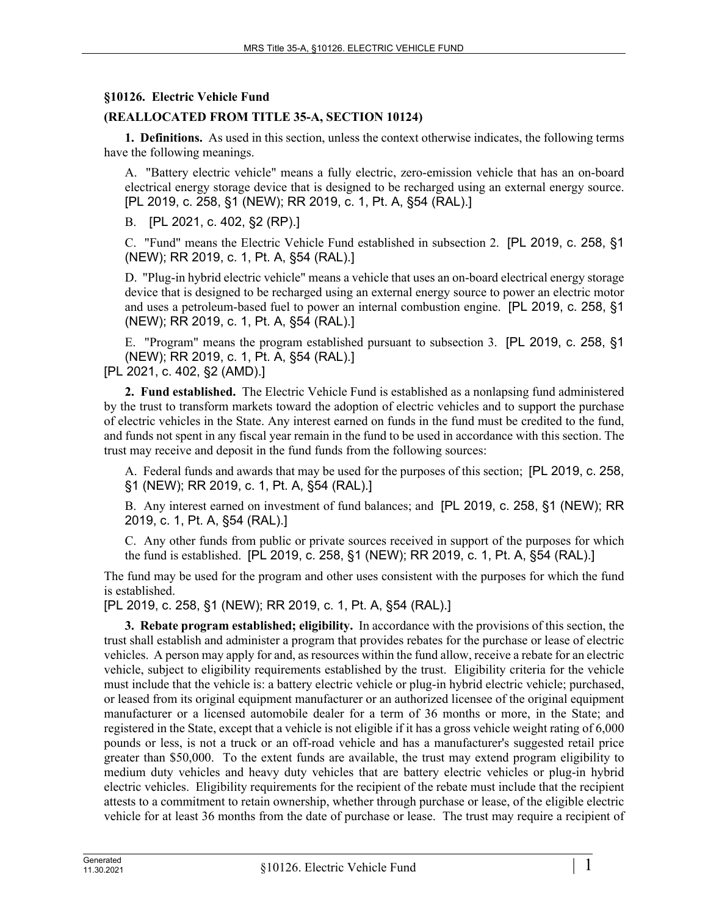## §10126. Electric Vehicle Fund

### (REALLOCATED FROM TITLE 35-A, SECTION 10124)

**1. Definitions.** As used in this section, unless the context otherwise indicates, the following terms have the following meanings.

A. "Battery electric vehicle" means a fully electric, zero-emission vehicle that has an on-board electrical energy storage device that is designed to be recharged using an external energy source. [PL 2019, c. 258, §1 (NEW); RR 2019, c. 1, Pt. A, §54 (RAL).]

B. [PL 2021, c. 402, §2 (RP).]

C. "Fund" means the Electric Vehicle Fund established in subsection 2. [PL 2019, c. 258, §1 (NEW); RR 2019, c. 1, Pt. A, §54 (RAL).]

D. "Plug-in hybrid electric vehicle" means a vehicle that uses an on-board electrical energy storage device that is designed to be recharged using an external energy source to power an electric motor and uses a petroleum-based fuel to power an internal combustion engine. [PL 2019, c. 258, §1 (NEW); RR 2019, c. 1, Pt. A, §54 (RAL).]

E. "Program" means the program established pursuant to subsection 3. [PL 2019, c. 258, §1 (NEW); RR 2019, c. 1, Pt. A, §54 (RAL).]

[PL 2021, c. 402, §2 (AMD).]

**2. Fund established.** The Electric Vehicle Fund is established as a nonlapsing fund administered by the trust to transform markets toward the adoption of electric vehicles and to support the purchase of electric vehicles in the State. Any interest earned on funds in the fund must be credited to the fund, and funds not spent in any fiscal year remain in the fund to be used in accordance with this section. The trust may receive and deposit in the fund funds from the following sources:

A. Federal funds and awards that may be used for the purposes of this section; [PL 2019, c. 258, §1 (NEW); RR 2019, c. 1, Pt. A, §54 (RAL).]

B. Any interest earned on investment of fund balances; and [PL 2019, c. 258, §1 (NEW); RR 2019, c. 1, Pt. A, §54 (RAL).]

C. Any other funds from public or private sources received in support of the purposes for which the fund is established. [PL 2019, c. 258, §1 (NEW); RR 2019, c. 1, Pt. A, §54 (RAL).]

The fund may be used for the program and other uses consistent with the purposes for which the fund is established.

[PL 2019, c. 258, §1 (NEW); RR 2019, c. 1, Pt. A, §54 (RAL).]

**3. Rebate program established; eligibility.** In accordance with the provisions of this section, the trust shall establish and administer a program that provides rebates for the purchase or lease of electric vehicles. A person may apply for and, as resources within the fund allow, receive a rebate for an electric vehicle, subject to eligibility requirements established by the trust. Eligibility criteria for the vehicle must include that the vehicle is: a battery electric vehicle or plug-in hybrid electric vehicle; purchased, or leased from its original equipment manufacturer or an authorized licensee of the original equipment manufacturer or a licensed automobile dealer for a term of 36 months or more, in the State; and registered in the State, except that a vehicle is not eligible if it has a gross vehicle weight rating of 6,000 pounds or less, is not a truck or an off-road vehicle and has a manufacturer's suggested retail price greater than $50,000. To the extent funds are available, the trust may extend program eligibility to medium duty vehicles and heavy duty vehicles that are battery electric vehicles or plug-in hybrid electric vehicles. Eligibility requirements for the recipient of the rebate must include that the recipient attests to a commitment to retain ownership, whether through purchase or lease, of the eligible electric vehicle for at least 36 months from the date of purchase or lease. The trust may require a recipient of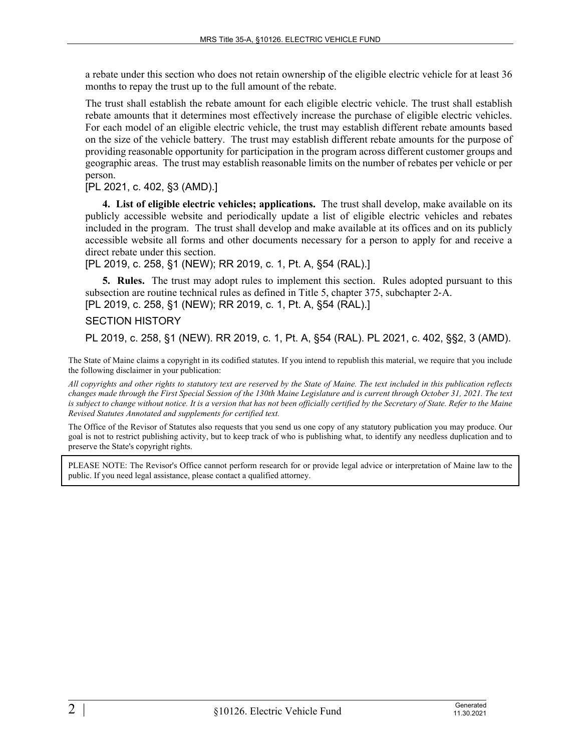a rebate under this section who does not retain ownership of the eligible electric vehicle for at least 36 months to repay the trust up to the full amount of the rebate.

The trust shall establish the rebate amount for each eligible electric vehicle. The trust shall establish rebate amounts that it determines most effectively increase the purchase of eligible electric vehicles. For each model of an eligible electric vehicle, the trust may establish different rebate amounts based on the size of the vehicle battery. The trust may establish different rebate amounts for the purpose of providing reasonable opportunity for participation in the program across different customer groups and geographic areas. The trust may establish reasonable limits on the number of rebates per vehicle or per person.

[PL 2021, c. 402, §3 (AMD).]

**4. List of eligible electric vehicles; applications.** The trust shall develop, make available on its publicly accessible website and periodically update a list of eligible electric vehicles and rebates included in the program. The trust shall develop and make available at its offices and on its publicly accessible website all forms and other documents necessary for a person to apply for and receive a direct rebate under this section.

[PL 2019, c. 258, §1 (NEW); RR 2019, c. 1, Pt. A, §54 (RAL).]

**5. Rules.** The trust may adopt rules to implement this section. Rules adopted pursuant to this subsection are routine technical rules as defined in Title 5, chapter 375, subchapter 2-A.

[PL 2019, c. 258, §1 (NEW); RR 2019, c. 1, Pt. A, §54 (RAL).]

SECTION HISTORY

PL 2019, c. 258, §1 (NEW). RR 2019, c. 1, Pt. A, §54 (RAL). PL 2021, c. 402, §§2, 3 (AMD).

The State of Maine claims a copyright in its codified statutes. If you intend to republish this material, we require that you include the following disclaimer in your publication:

*All copyrights and other rights to statutory text are reserved by the State of Maine. The text included in this publication reflects changes made through the First Special Session of the 130th Maine Legislature and is current through October 31, 2021. The text is subject to change without notice. It is a version that has not been officially certified by the Secretary of State. Refer to the Maine Revised Statutes Annotated and supplements for certified text.*

The Office of the Revisor of Statutes also requests that you send us one copy of any statutory publication you may produce. Our goal is not to restrict publishing activity, but to keep track of who is publishing what, to identify any needless duplication and to preserve the State's copyright rights.

PLEASE NOTE: The Revisor's Office cannot perform research for or provide legal advice or interpretation of Maine law to the public. If you need legal assistance, please contact a qualified attorney.